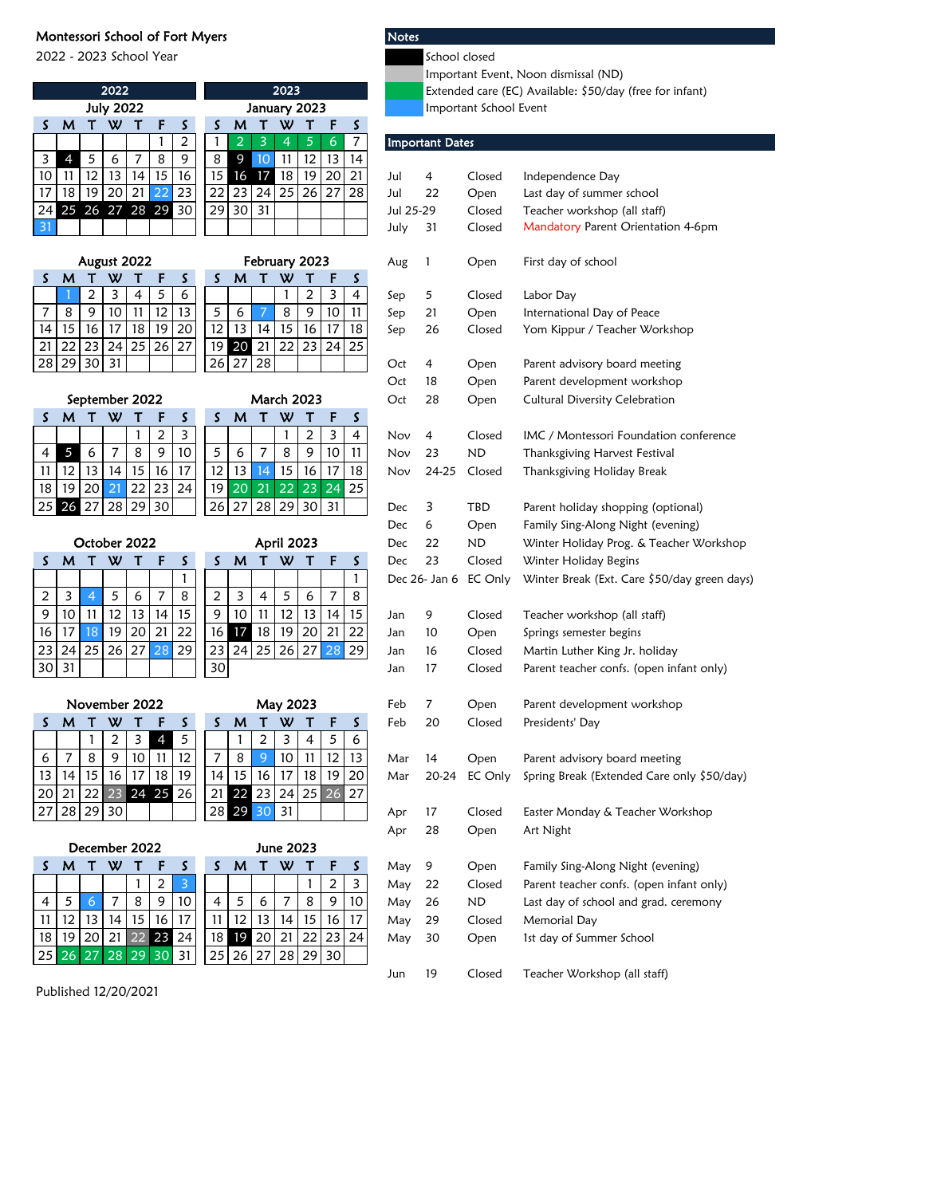# Montessori School of Fort Myers

2022 - 2023 School Year

## 2022

### July 2022

| S | M | T | W | T | F | S |
|---|---|---|---|---|---|---|
| | | | | | 1 | 2 |
| 3 | 4 | 5 | 6 | 7 | 8 | 9 |
| 10 | 11 | 12 | 13 | 14 | 15 | 16 |
| 17 | 18 | 19 | 20 | 21 | 22 | 23 |
| 24 | 25 | 26 | 27 | 28 | 29 | 30 |
| 31 | | | | | | |

### August 2022

| S | M | T | W | T | F | S |
|---|---|---|---|---|---|---|
| | 1 | 2 | 3 | 4 | 5 | 6 |
| 7 | 8 | 9 | 10 | 11 | 12 | 13 |
| 14 | 15 | 16 | 17 | 18 | 19 | 20 |
| 21 | 22 | 23 | 24 | 25 | 26 | 27 |
| 28 | 29 | 30 | 31 | | | |

### September 2022

| S | M | T | W | T | F | S |
|---|---|---|---|---|---|---|
| | | | | 1 | 2 | 3 |
| 4 | 5 | 6 | 7 | 8 | 9 | 10 |
| 11 | 12 | 13 | 14 | 15 | 16 | 17 |
| 18 | 19 | 20 | 21 | 22 | 23 | 24 |
| 25 | 26 | 27 | 28 | 29 | 30 | |

### October 2022

| S | M | T | W | T | F | S |
|---|---|---|---|---|---|---|
| | | | | | | 1 |
| 2 | 3 | 4 | 5 | 6 | 7 | 8 |
| 9 | 10 | 11 | 12 | 13 | 14 | 15 |
| 16 | 17 | 18 | 19 | 20 | 21 | 22 |
| 23 | 24 | 25 | 26 | 27 | 28 | 29 |
| 30 | 31 | | | | | |

### November 2022

| S | M | T | W | T | F | S |
|---|---|---|---|---|---|---|
| | | 1 | 2 | 3 | 4 | 5 |
| 6 | 7 | 8 | 9 | 10 | 11 | 12 |
| 13 | 14 | 15 | 16 | 17 | 18 | 19 |
| 20 | 21 | 22 | 23 | 24 | 25 | 26 |
| 27 | 28 | 29 | 30 | | | |

### December 2022

| S | M | T | W | T | F | S |
|---|---|---|---|---|---|---|
| | | | | 1 | 2 | 3 |
| 4 | 5 | 6 | 7 | 8 | 9 | 10 |
| 11 | 12 | 13 | 14 | 15 | 16 | 17 |
| 18 | 19 | 20 | 21 | 22 | 23 | 24 |
| 25 | 26 | 27 | 28 | 29 | 30 | 31 |

## 2023

### January 2023

| S | M | T | W | T | F | S |
|---|---|---|---|---|---|---|
| 1 | 2 | 3 | 4 | 5 | 6 | 7 |
| 8 | 9 | 10 | 11 | 12 | 13 | 14 |
| 15 | 16 | 17 | 18 | 19 | 20 | 21 |
| 22 | 23 | 24 | 25 | 26 | 27 | 28 |
| 29 | 30 | 31 | | | | |

### February 2023

| S | M | T | W | T | F | S |
|---|---|---|---|---|---|---|
| | | | 1 | 2 | 3 | 4 |
| 5 | 6 | 7 | 8 | 9 | 10 | 11 |
| 12 | 13 | 14 | 15 | 16 | 17 | 18 |
| 19 | 20 | 21 | 22 | 23 | 24 | 25 |
| 26 | 27 | 28 | | | | |

### March 2023

| S | M | T | W | T | F | S |
|---|---|---|---|---|---|---|
| | | | 1 | 2 | 3 | 4 |
| 5 | 6 | 7 | 8 | 9 | 10 | 11 |
| 12 | 13 | 14 | 15 | 16 | 17 | 18 |
| 19 | 20 | 21 | 22 | 23 | 24 | 25 |
| 26 | 27 | 28 | 29 | 30 | 31 | |

### April 2023

| S | M | T | W | T | F | S |
|---|---|---|---|---|---|---|
| | | | | | | 1 |
| 2 | 3 | 4 | 5 | 6 | 7 | 8 |
| 9 | 10 | 11 | 12 | 13 | 14 | 15 |
| 16 | 17 | 18 | 19 | 20 | 21 | 22 |
| 23 | 24 | 25 | 26 | 27 | 28 | 29 |
| 30 | | | | | | |

### May 2023

| S | M | T | W | T | F | S |
|---|---|---|---|---|---|---|
| | 1 | 2 | 3 | 4 | 5 | 6 |
| 7 | 8 | 9 | 10 | 11 | 12 | 13 |
| 14 | 15 | 16 | 17 | 18 | 19 | 20 |
| 21 | 22 | 23 | 24 | 25 | 26 | 27 |
| 28 | 29 | 30 | 31 | | | |

### June 2023

| S | M | T | W | T | F | S |
|---|---|---|---|---|---|---|
| | | | | 1 | 2 | 3 |
| 4 | 5 | 6 | 7 | 8 | 9 | 10 |
| 11 | 12 | 13 | 14 | 15 | 16 | 17 |
| 18 | 19 | 20 | 21 | 22 | 23 | 24 |
| 25 | 26 | 27 | 28 | 29 | 30 | |

## Notes

- School closed
- Important Event, Noon dismissal (ND)
- Extended care (EC) Available: $50/day (free for infant)
- Important School Event

## Important Dates

| Month | Date | Status | Event |
|---|---|---|---|
| Jul | 4 | Closed | Independence Day |
| Jul | 22 | Open | Last day of summer school |
| Jul 25-29 | | Closed | Teacher workshop (all staff) |
| July | 31 | Closed | Mandatory Parent Orientation 4-6pm |
| Aug | 1 | Open | First day of school |
| Sep | 5 | Closed | Labor Day |
| Sep | 21 | Open | International Day of Peace |
| Sep | 26 | Closed | Yom Kippur / Teacher Workshop |
| Oct | 4 | Open | Parent advisory board meeting |
| Oct | 18 | Open | Parent development workshop |
| Oct | 28 | Open | Cultural Diversity Celebration |
| Nov | 4 | Closed | IMC / Montessori Foundation conference |
| Nov | 23 | ND | Thanksgiving Harvest Festival |
| Nov | 24-25 | Closed | Thanksgiving Holiday Break |
| Dec | 3 | TBD | Parent holiday shopping (optional) |
| Dec | 6 | Open | Family Sing-Along Night (evening) |
| Dec | 22 | ND | Winter Holiday Prog. & Teacher Workshop |
| Dec | 23 | Closed | Winter Holiday Begins |
| Dec 26- Jan 6 | | EC Only | Winter Break (Ext. Care $50/day green days) |
| Jan | 9 | Closed | Teacher workshop (all staff) |
| Jan | 10 | Open | Springs semester begins |
| Jan | 16 | Closed | Martin Luther King Jr. holiday |
| Jan | 17 | Closed | Parent teacher confs. (open infant only) |
| Feb | 7 | Open | Parent development workshop |
| Feb | 20 | Closed | Presidents' Day |
| Mar | 14 | Open | Parent advisory board meeting |
| Mar | 20-24 | EC Only | Spring Break (Extended Care only $50/day) |
| Apr | 17 | Closed | Easter Monday & Teacher Workshop |
| Apr | 28 | Open | Art Night |
| May | 9 | Open | Family Sing-Along Night (evening) |
| May | 22 | Closed | Parent teacher confs. (open infant only) |
| May | 26 | ND | Last day of school and grad. ceremony |
| May | 29 | Closed | Memorial Day |
| May | 30 | Open | 1st day of Summer School |
| Jun | 19 | Closed | Teacher Workshop (all staff) |

Published 12/20/2021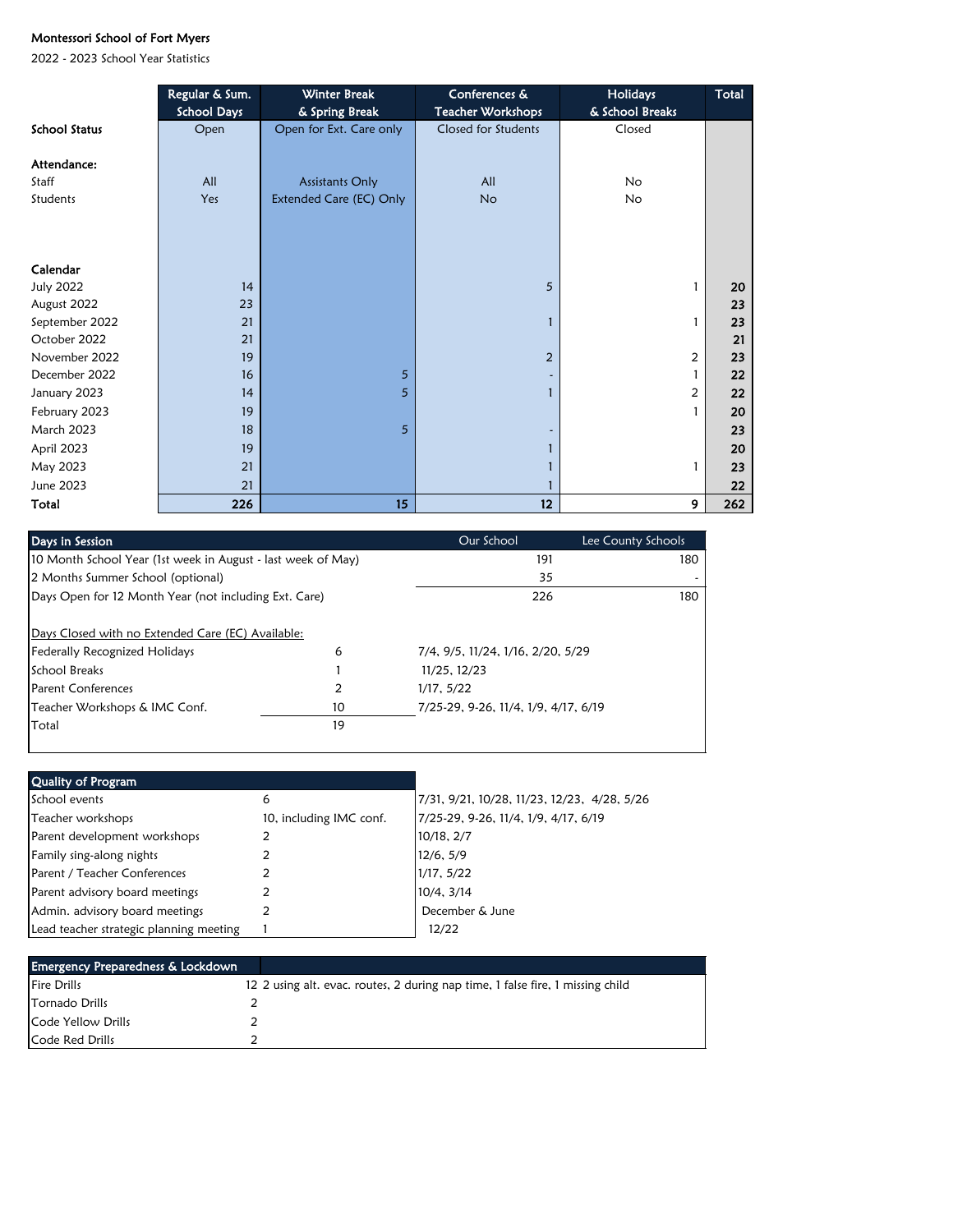Montessori School of Fort Myers

2022 - 2023 School Year Statistics

| | Regular & Sum. School Days | Winter Break & Spring Break | Conferences & Teacher Workshops | Holidays & School Breaks | Total |
|---|---|---|---|---|---|
| **School Status** | Open | Open for Ext. Care only | Closed for Students | Closed | |
| **Attendance:** | | | | | |
| Staff | All | Assistants Only | All | No | |
| Students | Yes | Extended Care (EC) Only | No | No | |
| **Calendar** | | | | | |
| July 2022 | 14 | | 5 | 1 | **20** |
| August 2022 | 23 | | | | **23** |
| September 2022 | 21 | | 1 | 1 | **23** |
| October 2022 | 21 | | | | **21** |
| November 2022 | 19 | | 2 | 2 | **23** |
| December 2022 | 16 | 5 | - | 1 | **22** |
| January 2023 | 14 | 5 | 1 | 2 | **22** |
| February 2023 | 19 | | | 1 | **20** |
| March 2023 | 18 | 5 | - | | **23** |
| April 2023 | 19 | | 1 | | **20** |
| May 2023 | 21 | | 1 | 1 | **23** |
| June 2023 | 21 | | 1 | | **22** |
| **Total** | **226** | **15** | **12** | **9** | **262** |

| Days in Session | | Our School | Lee County Schools |
|---|---|---|---|
| 10 Month School Year (1st week in August - last week of May) | | 191 | 180 |
| 2 Months Summer School (optional) | | 35 | - |
| Days Open for 12 Month Year (not including Ext. Care) | | 226 | 180 |
| Days Closed with no Extended Care (EC) Available: | | | |
| Federally Recognized Holidays | 6 | 7/4, 9/5, 11/24, 1/16, 2/20, 5/29 | |
| School Breaks | 1 | 11/25, 12/23 | |
| Parent Conferences | 2 | 1/17, 5/22 | |
| Teacher Workshops & IMC Conf. | 10 | 7/25-29, 9-26, 11/4, 1/9, 4/17, 6/19 | |
| Total | 19 | | |

| Quality of Program | | |
|---|---|---|
| School events | 6 | 7/31, 9/21, 10/28, 11/23, 12/23, 4/28, 5/26 |
| Teacher workshops | 10, including IMC conf. | 7/25-29, 9-26, 11/4, 1/9, 4/17, 6/19 |
| Parent development workshops | 2 | 10/18, 2/7 |
| Family sing-along nights | 2 | 12/6, 5/9 |
| Parent / Teacher Conferences | 2 | 1/17, 5/22 |
| Parent advisory board meetings | 2 | 10/4, 3/14 |
| Admin. advisory board meetings | 2 | December & June |
| Lead teacher strategic planning meeting | 1 | 12/22 |

| Emergency Preparedness & Lockdown | | |
|---|---|---|
| Fire Drills | 12 | 2 using alt. evac. routes, 2 during nap time, 1 false fire, 1 missing child |
| Tornado Drills | 2 | |
| Code Yellow Drills | 2 | |
| Code Red Drills | 2 | |